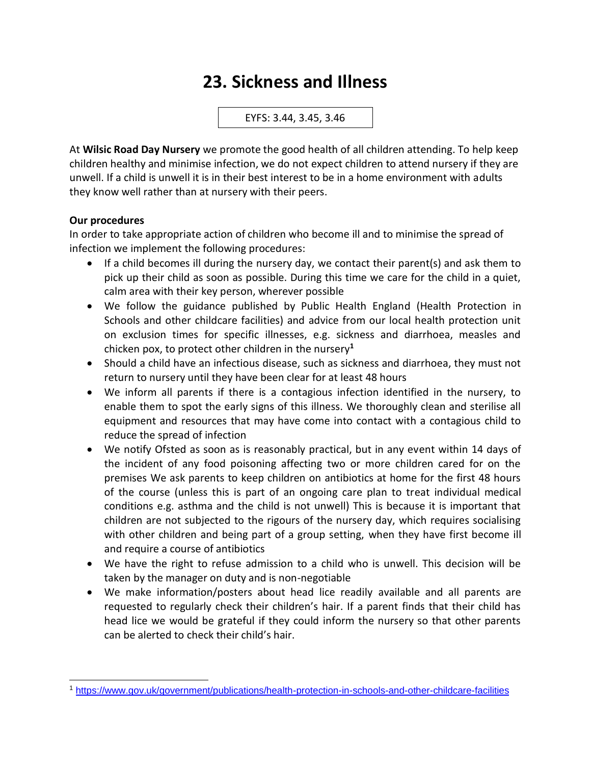# 23. Sickness and Illness

EYFS: 3.44, 3.45, 3.46

At **Wilsic Road Day Nursery** we promote the good health of all children attending. To help keep children healthy and minimise infection, we do not expect children to attend nursery if they are unwell. If a child is unwell it is in their best interest to be in a home environment with adults they know well rather than at nursery with their peers.

**Our procedures**

In order to take appropriate action of children who become ill and to minimise the spread of infection we implement the following procedures:

- If a child becomes ill during the nursery day, we contact their parent(s) and ask them to pick up their child as soon as possible. During this time we care for the child in a quiet, calm area with their key person, wherever possible
- We follow the guidance published by Public Health England (Health Protection in Schools and other childcare facilities) and advice from our local health protection unit on exclusion times for specific illnesses, e.g. sickness and diarrhoea, measles and chicken pox, to protect other children in the nursery[1]
- Should a child have an infectious disease, such as sickness and diarrhoea, they must not return to nursery until they have been clear for at least 48 hours
- We inform all parents if there is a contagious infection identified in the nursery, to enable them to spot the early signs of this illness. We thoroughly clean and sterilise all equipment and resources that may have come into contact with a contagious child to reduce the spread of infection
- We notify Ofsted as soon as is reasonably practical, but in any event within 14 days of the incident of any food poisoning affecting two or more children cared for on the premises We ask parents to keep children on antibiotics at home for the first 48 hours of the course (unless this is part of an ongoing care plan to treat individual medical conditions e.g. asthma and the child is not unwell) This is because it is important that children are not subjected to the rigours of the nursery day, which requires socialising with other children and being part of a group setting, when they have first become ill and require a course of antibiotics
- We have the right to refuse admission to a child who is unwell. This decision will be taken by the manager on duty and is non-negotiable
- We make information/posters about head lice readily available and all parents are requested to regularly check their children's hair. If a parent finds that their child has head lice we would be grateful if they could inform the nursery so that other parents can be alerted to check their child's hair.

[1] https://www.gov.uk/government/publications/health-protection-in-schools-and-other-childcare-facilities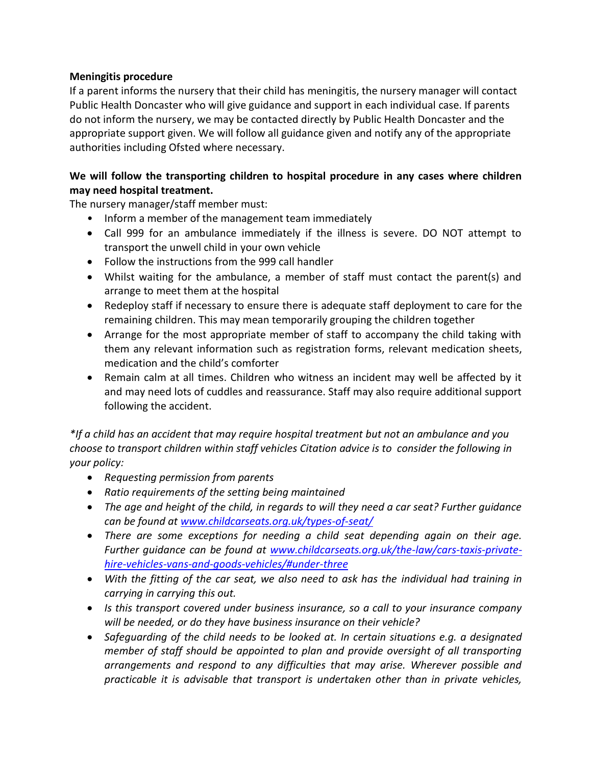**Meningitis procedure**

If a parent informs the nursery that their child has meningitis, the nursery manager will contact Public Health Doncaster who will give guidance and support in each individual case. If parents do not inform the nursery, we may be contacted directly by Public Health Doncaster and the appropriate support given. We will follow all guidance given and notify any of the appropriate authorities including Ofsted where necessary.

**We will follow the transporting children to hospital procedure in any cases where children may need hospital treatment.**

The nursery manager/staff member must:

- Inform a member of the management team immediately
- Call 999 for an ambulance immediately if the illness is severe. DO NOT attempt to transport the unwell child in your own vehicle
- Follow the instructions from the 999 call handler
- Whilst waiting for the ambulance, a member of staff must contact the parent(s) and arrange to meet them at the hospital
- Redeploy staff if necessary to ensure there is adequate staff deployment to care for the remaining children. This may mean temporarily grouping the children together
- Arrange for the most appropriate member of staff to accompany the child taking with them any relevant information such as registration forms, relevant medication sheets, medication and the child's comforter
- Remain calm at all times. Children who witness an incident may well be affected by it and may need lots of cuddles and reassurance. Staff may also require additional support following the accident.

*\*If a child has an accident that may require hospital treatment but not an ambulance and you choose to transport children within staff vehicles Citation advice is to consider the following in your policy:*

- *Requesting permission from parents*
- *Ratio requirements of the setting being maintained*
- *The age and height of the child, in regards to will they need a car seat? Further guidance can be found at [www.childcarseats.org.uk/types-of-seat/](www.childcarseats.org.uk/types-of-seat/)*
- *There are some exceptions for needing a child seat depending again on their age. Further guidance can be found at [www.childcarseats.org.uk/the-law/cars-taxis-private-hire-vehicles-vans-and-goods-vehicles/#under-three](www.childcarseats.org.uk/the-law/cars-taxis-private-hire-vehicles-vans-and-goods-vehicles/#under-three)*
- *With the fitting of the car seat, we also need to ask has the individual had training in carrying in carrying this out.*
- *Is this transport covered under business insurance, so a call to your insurance company will be needed, or do they have business insurance on their vehicle?*
- *Safeguarding of the child needs to be looked at. In certain situations e.g. a designated member of staff should be appointed to plan and provide oversight of all transporting arrangements and respond to any difficulties that may arise. Wherever possible and practicable it is advisable that transport is undertaken other than in private vehicles,*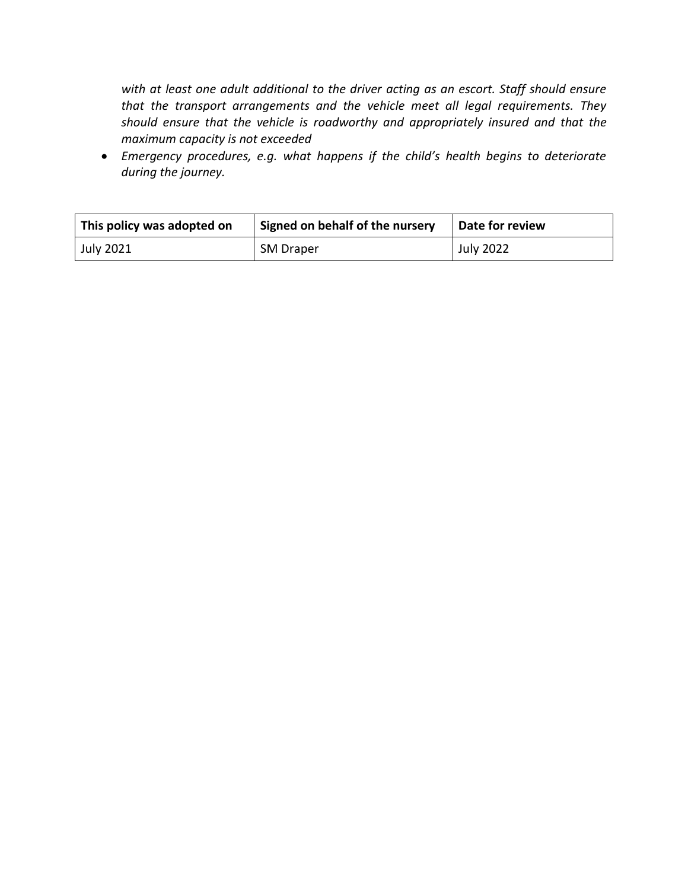*with at least one adult additional to the driver acting as an escort. Staff should ensure that the transport arrangements and the vehicle meet all legal requirements. They should ensure that the vehicle is roadworthy and appropriately insured and that the maximum capacity is not exceeded*

- *Emergency procedures, e.g. what happens if the child's health begins to deteriorate during the journey.*

| This policy was adopted on | Signed on behalf of the nursery | Date for review |
| --- | --- | --- |
| July 2021 | SM Draper | July 2022 |